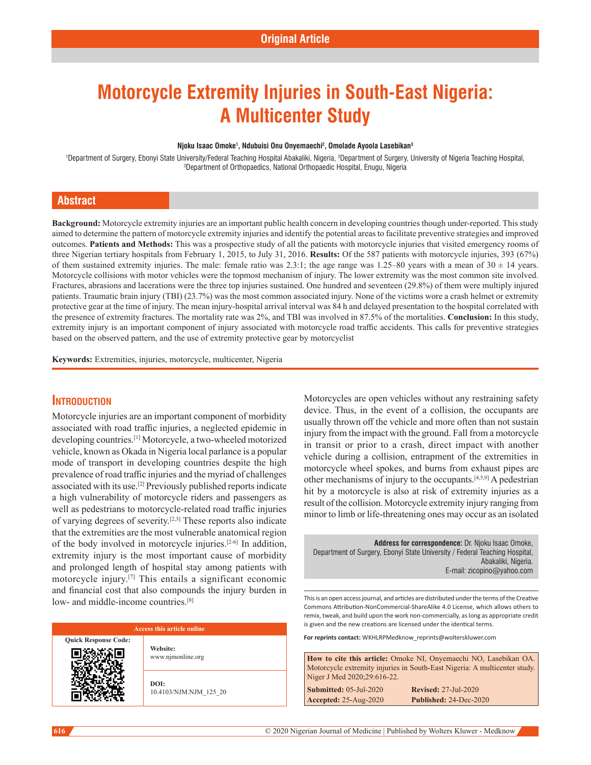Original Article

# Motorcycle Extremity Injuries in South-East Nigeria: A Multicenter Study

**Njoku Isaac Omoke[1], Ndubuisi Onu Onyemaechi[2], Omolade Ayoola Lasebikan[3]**

[1]Department of Surgery, Ebonyi State University/Federal Teaching Hospital Abakaliki, Nigeria, [2]Department of Surgery, University of Nigeria Teaching Hospital, [3]Department of Orthopaedics, National Orthopaedic Hospital, Enugu, Nigeria

## Abstract

**Background:** Motorcycle extremity injuries are an important public health concern in developing countries though under-reported. This study aimed to determine the pattern of motorcycle extremity injuries and identify the potential areas to facilitate preventive strategies and improved outcomes. **Patients and Methods:** This was a prospective study of all the patients with motorcycle injuries that visited emergency rooms of three Nigerian tertiary hospitals from February 1, 2015, to July 31, 2016. **Results:** Of the 587 patients with motorcycle injuries, 393 (67%) of them sustained extremity injuries. The male: female ratio was 2.3:1; the age range was 1.25–80 years with a mean of 30 ± 14 years. Motorcycle collisions with motor vehicles were the topmost mechanism of injury. The lower extremity was the most common site involved. Fractures, abrasions and lacerations were the three top injuries sustained. One hundred and seventeen (29.8%) of them were multiply injured patients. Traumatic brain injury (TBI) (23.7%) was the most common associated injury. None of the victims wore a crash helmet or extremity protective gear at the time of injury. The mean injury-hospital arrival interval was 84 h and delayed presentation to the hospital correlated with the presence of extremity fractures. The mortality rate was 2%, and TBI was involved in 87.5% of the mortalities. **Conclusion:** In this study, extremity injury is an important component of injury associated with motorcycle road traffic accidents. This calls for preventive strategies based on the observed pattern, and the use of extremity protective gear by motorcyclist

**Keywords:** Extremities, injuries, motorcycle, multicenter, Nigeria

## Introduction

Motorcycle injuries are an important component of morbidity associated with road traffic injuries, a neglected epidemic in developing countries.[1] Motorcycle, a two-wheeled motorized vehicle, known as Okada in Nigeria local parlance is a popular mode of transport in developing countries despite the high prevalence of road traffic injuries and the myriad of challenges associated with its use.[2] Previously published reports indicate a high vulnerability of motorcycle riders and passengers as well as pedestrians to motorcycle-related road traffic injuries of varying degrees of severity.[2,3] These reports also indicate that the extremities are the most vulnerable anatomical region of the body involved in motorcycle injuries.[2-6] In addition, extremity injury is the most important cause of morbidity and prolonged length of hospital stay among patients with motorcycle injury.[7] This entails a significant economic and financial cost that also compounds the injury burden in low- and middle-income countries.[8]

Motorcycles are open vehicles without any restraining safety device. Thus, in the event of a collision, the occupants are usually thrown off the vehicle and more often than not sustain injury from the impact with the ground. Fall from a motorcycle in transit or prior to a crash, direct impact with another vehicle during a collision, entrapment of the extremities in motorcycle wheel spokes, and burns from exhaust pipes are other mechanisms of injury to the occupants.[4,5,9] A pedestrian hit by a motorcycle is also at risk of extremity injuries as a result of the collision. Motorcycle extremity injury ranging from minor to limb or life-threatening ones may occur as an isolated

**Address for correspondence:** Dr. Njoku Isaac Omoke, Department of Surgery, Ebonyi State University / Federal Teaching Hospital, Abakaliki, Nigeria. E-mail: zicopino@yahoo.com

| Access this article online | |
|---|---|
| Quick Response Code: | **Website:** www.njmonline.org |
| | **DOI:** 10.4103/NJM.NJM_125_20 |

This is an open access journal, and articles are distributed under the terms of the Creative Commons Attribution-NonCommercial-ShareAlike 4.0 License, which allows others to remix, tweak, and build upon the work non-commercially, as long as appropriate credit is given and the new creations are licensed under the identical terms.

**For reprints contact:** WKHLRPMedknow_reprints@wolterskluwer.com

**How to cite this article:** Omoke NI, Onyemaechi NO, Lasebikan OA. Motorcycle extremity injuries in South-East Nigeria: A multicenter study. Niger J Med 2020;29:616-22.

**Submitted:** 05-Jul-2020 **Revised:** 27-Jul-2020
**Accepted:** 25-Aug-2020 **Published:** 24-Dec-2020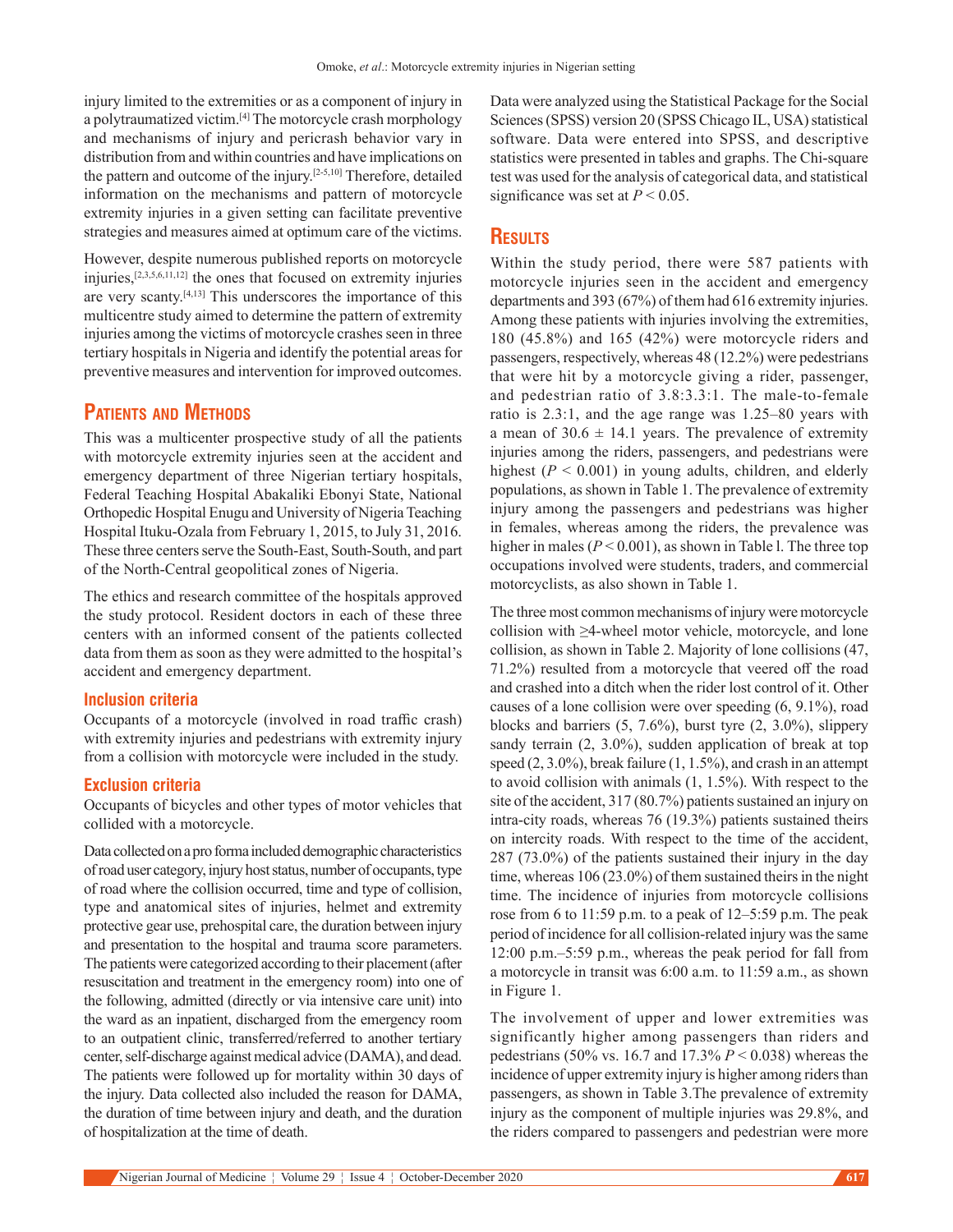injury limited to the extremities or as a component of injury in a polytraumatized victim.[4] The motorcycle crash morphology and mechanisms of injury and pericrash behavior vary in distribution from and within countries and have implications on the pattern and outcome of the injury.[2-5,10] Therefore, detailed information on the mechanisms and pattern of motorcycle extremity injuries in a given setting can facilitate preventive strategies and measures aimed at optimum care of the victims.

However, despite numerous published reports on motorcycle injuries,[2,3,5,6,11,12] the ones that focused on extremity injuries are very scanty.[4,13] This underscores the importance of this multicentre study aimed to determine the pattern of extremity injuries among the victims of motorcycle crashes seen in three tertiary hospitals in Nigeria and identify the potential areas for preventive measures and intervention for improved outcomes.

## Patients and Methods

This was a multicenter prospective study of all the patients with motorcycle extremity injuries seen at the accident and emergency department of three Nigerian tertiary hospitals, Federal Teaching Hospital Abakaliki Ebonyi State, National Orthopedic Hospital Enugu and University of Nigeria Teaching Hospital Ituku-Ozala from February 1, 2015, to July 31, 2016. These three centers serve the South-East, South-South, and part of the North-Central geopolitical zones of Nigeria.

The ethics and research committee of the hospitals approved the study protocol. Resident doctors in each of these three centers with an informed consent of the patients collected data from them as soon as they were admitted to the hospital's accident and emergency department.

### Inclusion criteria

Occupants of a motorcycle (involved in road traffic crash) with extremity injuries and pedestrians with extremity injury from a collision with motorcycle were included in the study.

### Exclusion criteria

Occupants of bicycles and other types of motor vehicles that collided with a motorcycle.

Data collected on a pro forma included demographic characteristics of road user category, injury host status, number of occupants, type of road where the collision occurred, time and type of collision, type and anatomical sites of injuries, helmet and extremity protective gear use, prehospital care, the duration between injury and presentation to the hospital and trauma score parameters. The patients were categorized according to their placement (after resuscitation and treatment in the emergency room) into one of the following, admitted (directly or via intensive care unit) into the ward as an inpatient, discharged from the emergency room to an outpatient clinic, transferred/referred to another tertiary center, self-discharge against medical advice (DAMA), and dead. The patients were followed up for mortality within 30 days of the injury. Data collected also included the reason for DAMA, the duration of time between injury and death, and the duration of hospitalization at the time of death.

Data were analyzed using the Statistical Package for the Social Sciences (SPSS) version 20 (SPSS Chicago IL, USA) statistical software. Data were entered into SPSS, and descriptive statistics were presented in tables and graphs. The Chi-square test was used for the analysis of categorical data, and statistical significance was set at $P < 0.05$.

## Results

Within the study period, there were 587 patients with motorcycle injuries seen in the accident and emergency departments and 393 (67%) of them had 616 extremity injuries. Among these patients with injuries involving the extremities, 180 (45.8%) and 165 (42%) were motorcycle riders and passengers, respectively, whereas 48 (12.2%) were pedestrians that were hit by a motorcycle giving a rider, passenger, and pedestrian ratio of 3.8:3.3:1. The male-to-female ratio is 2.3:1, and the age range was 1.25–80 years with a mean of 30.6 ± 14.1 years. The prevalence of extremity injuries among the riders, passengers, and pedestrians were highest ($P < 0.001$) in young adults, children, and elderly populations, as shown in Table 1. The prevalence of extremity injury among the passengers and pedestrians was higher in females, whereas among the riders, the prevalence was higher in males ($P < 0.001$), as shown in Table l. The three top occupations involved were students, traders, and commercial motorcyclists, as also shown in Table 1.

The three most common mechanisms of injury were motorcycle collision with ≥4-wheel motor vehicle, motorcycle, and lone collision, as shown in Table 2. Majority of lone collisions (47, 71.2%) resulted from a motorcycle that veered off the road and crashed into a ditch when the rider lost control of it. Other causes of a lone collision were over speeding (6, 9.1%), road blocks and barriers (5, 7.6%), burst tyre (2, 3.0%), slippery sandy terrain (2, 3.0%), sudden application of break at top speed (2, 3.0%), break failure (1, 1.5%), and crash in an attempt to avoid collision with animals (1, 1.5%). With respect to the site of the accident, 317 (80.7%) patients sustained an injury on intra-city roads, whereas 76 (19.3%) patients sustained theirs on intercity roads. With respect to the time of the accident, 287 (73.0%) of the patients sustained their injury in the day time, whereas 106 (23.0%) of them sustained theirs in the night time. The incidence of injuries from motorcycle collisions rose from 6 to 11:59 p.m. to a peak of 12–5:59 p.m. The peak period of incidence for all collision-related injury was the same 12:00 p.m.–5:59 p.m., whereas the peak period for fall from a motorcycle in transit was 6:00 a.m. to 11:59 a.m., as shown in Figure 1.

The involvement of upper and lower extremities was significantly higher among passengers than riders and pedestrians (50% vs. 16.7 and 17.3% $P < 0.038$) whereas the incidence of upper extremity injury is higher among riders than passengers, as shown in Table 3.The prevalence of extremity injury as the component of multiple injuries was 29.8%, and the riders compared to passengers and pedestrian were more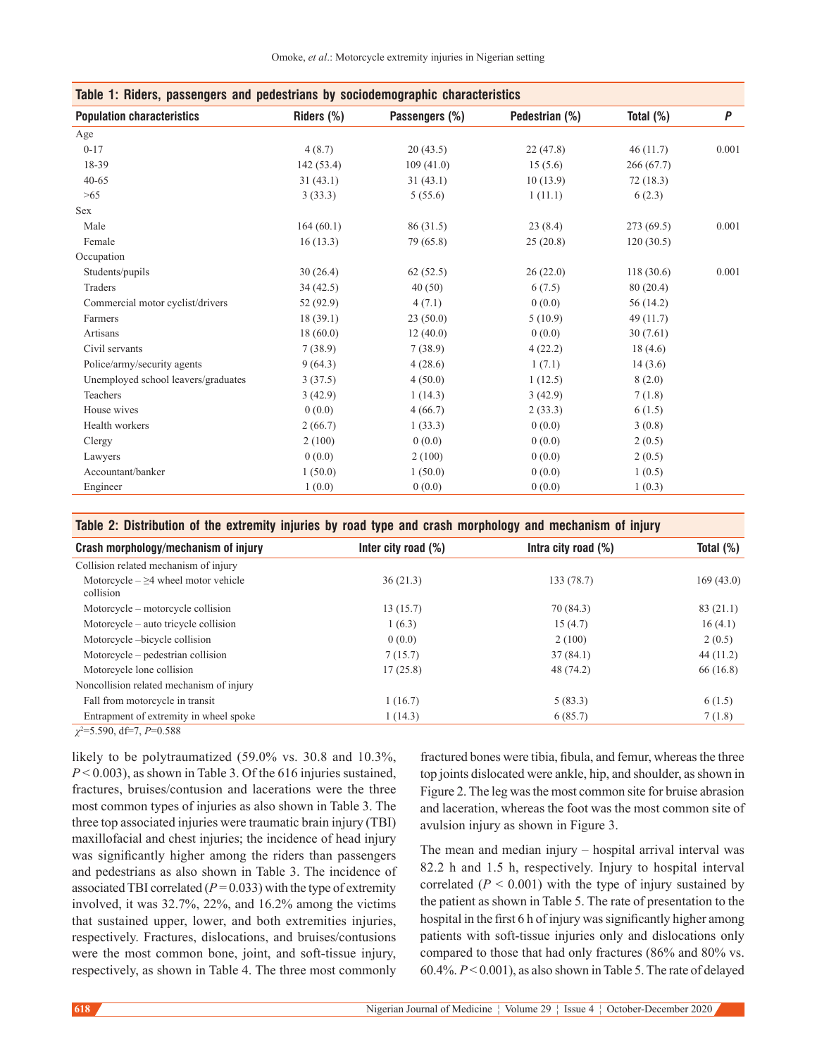**Table 1: Riders, passengers and pedestrians by sociodemographic characteristics**

| Population characteristics | Riders (%) | Passengers (%) | Pedestrian (%) | Total (%) | *P* |
|---|---|---|---|---|---|
| Age | | | | | |
| 0-17 | 4 (8.7) | 20 (43.5) | 22 (47.8) | 46 (11.7) | 0.001 |
| 18-39 | 142 (53.4) | 109 (41.0) | 15 (5.6) | 266 (67.7) | |
| 40-65 | 31 (43.1) | 31 (43.1) | 10 (13.9) | 72 (18.3) | |
| >65 | 3 (33.3) | 5 (55.6) | 1 (11.1) | 6 (2.3) | |
| Sex | | | | | |
| Male | 164 (60.1) | 86 (31.5) | 23 (8.4) | 273 (69.5) | 0.001 |
| Female | 16 (13.3) | 79 (65.8) | 25 (20.8) | 120 (30.5) | |
| Occupation | | | | | |
| Students/pupils | 30 (26.4) | 62 (52.5) | 26 (22.0) | 118 (30.6) | 0.001 |
| Traders | 34 (42.5) | 40 (50) | 6 (7.5) | 80 (20.4) | |
| Commercial motor cyclist/drivers | 52 (92.9) | 4 (7.1) | 0 (0.0) | 56 (14.2) | |
| Farmers | 18 (39.1) | 23 (50.0) | 5 (10.9) | 49 (11.7) | |
| Artisans | 18 (60.0) | 12 (40.0) | 0 (0.0) | 30 (7.61) | |
| Civil servants | 7 (38.9) | 7 (38.9) | 4 (22.2) | 18 (4.6) | |
| Police/army/security agents | 9 (64.3) | 4 (28.6) | 1 (7.1) | 14 (3.6) | |
| Unemployed school leavers/graduates | 3 (37.5) | 4 (50.0) | 1 (12.5) | 8 (2.0) | |
| Teachers | 3 (42.9) | 1 (14.3) | 3 (42.9) | 7 (1.8) | |
| House wives | 0 (0.0) | 4 (66.7) | 2 (33.3) | 6 (1.5) | |
| Health workers | 2 (66.7) | 1 (33.3) | 0 (0.0) | 3 (0.8) | |
| Clergy | 2 (100) | 0 (0.0) | 0 (0.0) | 2 (0.5) | |
| Lawyers | 0 (0.0) | 2 (100) | 0 (0.0) | 2 (0.5) | |
| Accountant/banker | 1 (50.0) | 1 (50.0) | 0 (0.0) | 1 (0.5) | |
| Engineer | 1 (0.0) | 0 (0.0) | 0 (0.0) | 1 (0.3) | |

**Table 2: Distribution of the extremity injuries by road type and crash morphology and mechanism of injury**

| Crash morphology/mechanism of injury | Inter city road (%) | Intra city road (%) | Total (%) |
|---|---|---|---|
| Collision related mechanism of injury | | | |
| Motorcycle – ≥4 wheel motor vehicle collision | 36 (21.3) | 133 (78.7) | 169 (43.0) |
| Motorcycle – motorcycle collision | 13 (15.7) | 70 (84.3) | 83 (21.1) |
| Motorcycle – auto tricycle collision | 1 (6.3) | 15 (4.7) | 16 (4.1) |
| Motorcycle –bicycle collision | 0 (0.0) | 2 (100) | 2 (0.5) |
| Motorcycle – pedestrian collision | 7 (15.7) | 37 (84.1) | 44 (11.2) |
| Motorcycle lone collision | 17 (25.8) | 48 (74.2) | 66 (16.8) |
| Noncollision related mechanism of injury | | | |
| Fall from motorcycle in transit | 1 (16.7) | 5 (83.3) | 6 (1.5) |
| Entrapment of extremity in wheel spoke | 1 (14.3) | 6 (85.7) | 7 (1.8) |

$\chi^2$=5.590, df=7, *P*=0.588

likely to be polytraumatized (59.0% vs. 30.8 and 10.3%, $P < 0.003$), as shown in Table 3. Of the 616 injuries sustained, fractures, bruises/contusion and lacerations were the three most common types of injuries as also shown in Table 3. The three top associated injuries were traumatic brain injury (TBI) maxillofacial and chest injuries; the incidence of head injury was significantly higher among the riders than passengers and pedestrians as also shown in Table 3. The incidence of associated TBI correlated ($P = 0.033$) with the type of extremity involved, it was 32.7%, 22%, and 16.2% among the victims that sustained upper, lower, and both extremities injuries, respectively. Fractures, dislocations, and bruises/contusions were the most common bone, joint, and soft-tissue injury, respectively, as shown in Table 4. The three most commonly fractured bones were tibia, fibula, and femur, whereas the three top joints dislocated were ankle, hip, and shoulder, as shown in Figure 2. The leg was the most common site for bruise abrasion and laceration, whereas the foot was the most common site of avulsion injury as shown in Figure 3.

The mean and median injury – hospital arrival interval was 82.2 h and 1.5 h, respectively. Injury to hospital interval correlated ($P < 0.001$) with the type of injury sustained by the patient as shown in Table 5. The rate of presentation to the hospital in the first 6 h of injury was significantly higher among patients with soft-tissue injuries only and dislocations only compared to those that had only fractures (86% and 80% vs. 60.4%. $P < 0.001$), as also shown in Table 5. The rate of delayed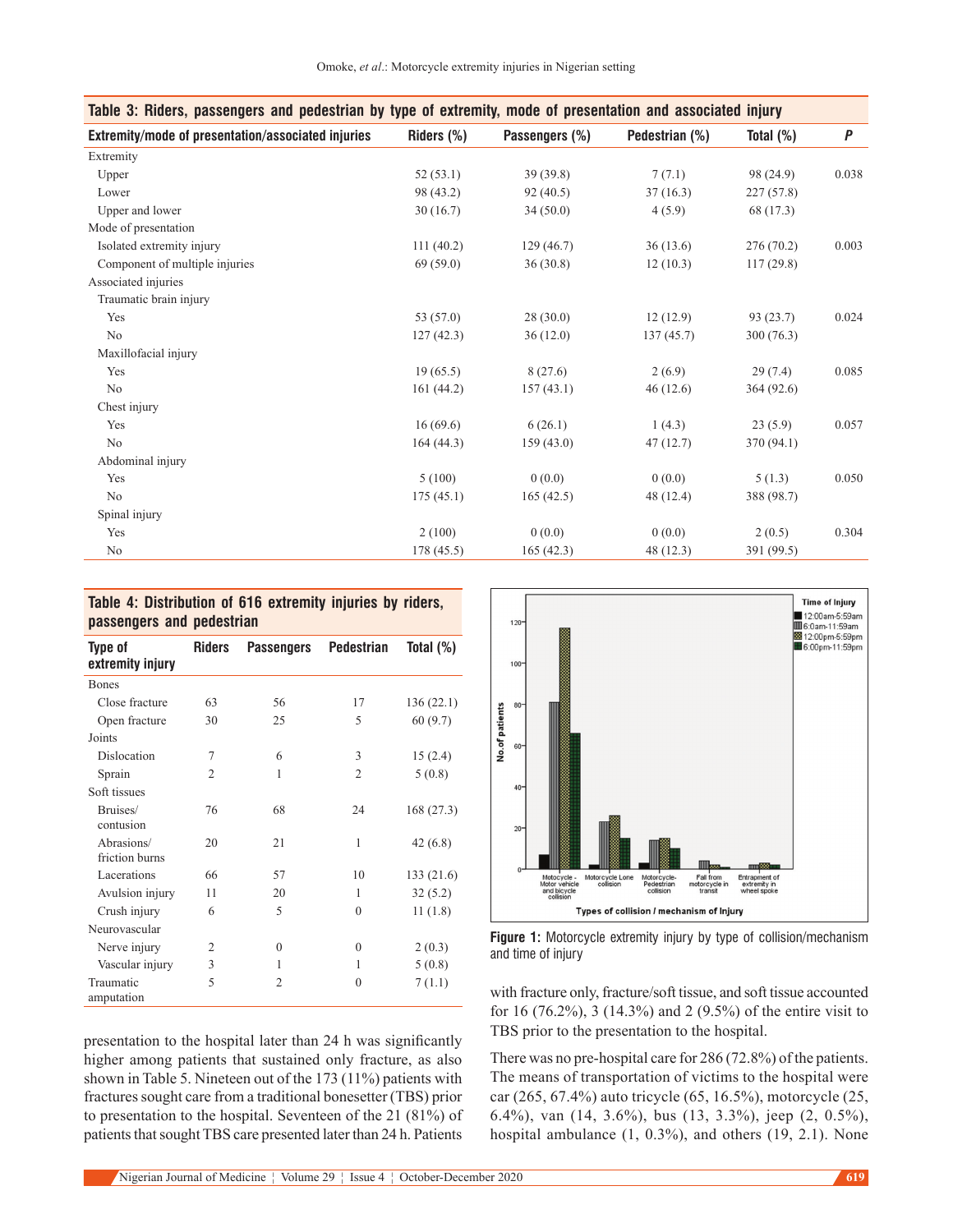**Table 3: Riders, passengers and pedestrian by type of extremity, mode of presentation and associated injury**

| Extremity/mode of presentation/associated injuries | Riders (%) | Passengers (%) | Pedestrian (%) | Total (%) | P |
|---|---|---|---|---|---|
| Extremity | | | | | |
| Upper | 52 (53.1) | 39 (39.8) | 7 (7.1) | 98 (24.9) | 0.038 |
| Lower | 98 (43.2) | 92 (40.5) | 37 (16.3) | 227 (57.8) | |
| Upper and lower | 30 (16.7) | 34 (50.0) | 4 (5.9) | 68 (17.3) | |
| Mode of presentation | | | | | |
| Isolated extremity injury | 111 (40.2) | 129 (46.7) | 36 (13.6) | 276 (70.2) | 0.003 |
| Component of multiple injuries | 69 (59.0) | 36 (30.8) | 12 (10.3) | 117 (29.8) | |
| Associated injuries | | | | | |
| Traumatic brain injury | | | | | |
| Yes | 53 (57.0) | 28 (30.0) | 12 (12.9) | 93 (23.7) | 0.024 |
| No | 127 (42.3) | 36 (12.0) | 137 (45.7) | 300 (76.3) | |
| Maxillofacial injury | | | | | |
| Yes | 19 (65.5) | 8 (27.6) | 2 (6.9) | 29 (7.4) | 0.085 |
| No | 161 (44.2) | 157 (43.1) | 46 (12.6) | 364 (92.6) | |
| Chest injury | | | | | |
| Yes | 16 (69.6) | 6 (26.1) | 1 (4.3) | 23 (5.9) | 0.057 |
| No | 164 (44.3) | 159 (43.0) | 47 (12.7) | 370 (94.1) | |
| Abdominal injury | | | | | |
| Yes | 5 (100) | 0 (0.0) | 0 (0.0) | 5 (1.3) | 0.050 |
| No | 175 (45.1) | 165 (42.5) | 48 (12.4) | 388 (98.7) | |
| Spinal injury | | | | | |
| Yes | 2 (100) | 0 (0.0) | 0 (0.0) | 2 (0.5) | 0.304 |
| No | 178 (45.5) | 165 (42.3) | 48 (12.3) | 391 (99.5) | |

**Table 4: Distribution of 616 extremity injuries by riders, passengers and pedestrian**

| Type of extremity injury | Riders | Passengers | Pedestrian | Total (%) |
|---|---|---|---|---|
| Bones | | | | |
| Close fracture | 63 | 56 | 17 | 136 (22.1) |
| Open fracture | 30 | 25 | 5 | 60 (9.7) |
| Joints | | | | |
| Dislocation | 7 | 6 | 3 | 15 (2.4) |
| Sprain | 2 | 1 | 2 | 5 (0.8) |
| Soft tissues | | | | |
| Bruises/contusion | 76 | 68 | 24 | 168 (27.3) |
| Abrasions/friction burns | 20 | 21 | 1 | 42 (6.8) |
| Lacerations | 66 | 57 | 10 | 133 (21.6) |
| Avulsion injury | 11 | 20 | 1 | 32 (5.2) |
| Crush injury | 6 | 5 | 0 | 11 (1.8) |
| Neurovascular | | | | |
| Nerve injury | 2 | 0 | 0 | 2 (0.3) |
| Vascular injury | 3 | 1 | 1 | 5 (0.8) |
| Traumatic amputation | 5 | 2 | 0 | 7 (1.1) |

presentation to the hospital later than 24 h was significantly higher among patients that sustained only fracture, as also shown in Table 5. Nineteen out of the 173 (11%) patients with fractures sought care from a traditional bonesetter (TBS) prior to presentation to the hospital. Seventeen of the 21 (81%) of patients that sought TBS care presented later than 24 h. Patients with fracture only, fracture/soft tissue, and soft tissue accounted for 16 (76.2%), 3 (14.3%) and 2 (9.5%) of the entire visit to TBS prior to the presentation to the hospital.

Figure 1: Motorcycle extremity injury by type of collision/mechanism and time of injury

There was no pre-hospital care for 286 (72.8%) of the patients. The means of transportation of victims to the hospital were car (265, 67.4%) auto tricycle (65, 16.5%), motorcycle (25, 6.4%), van (14, 3.6%), bus (13, 3.3%), jeep (2, 0.5%), hospital ambulance (1, 0.3%), and others (19, 2.1). None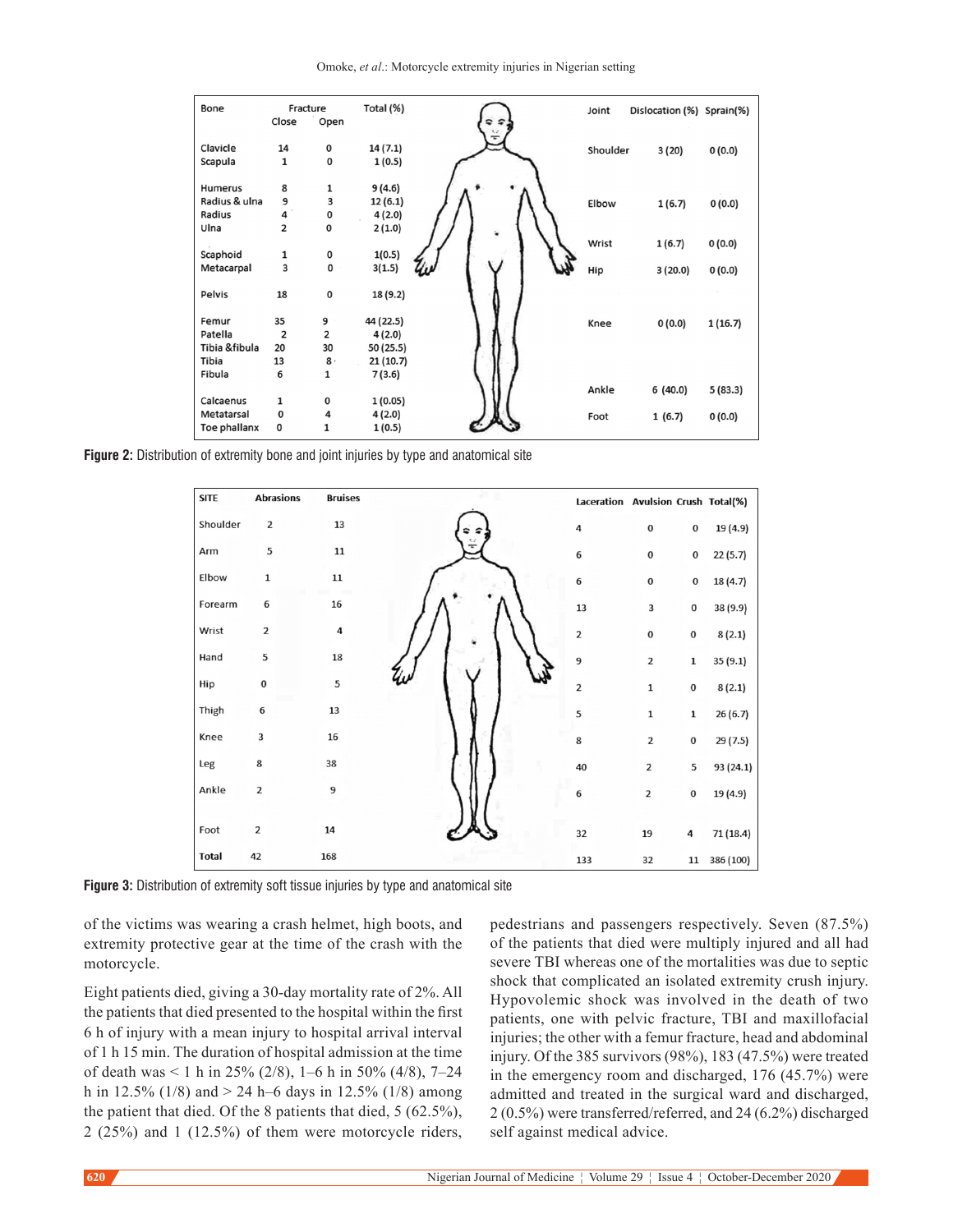| Bone | Fracture Close | Fracture Open | Total (%) |
|---|---|---|---|
| Clavicle | 14 | 0 | 14 (7.1) |
| Scapula | 1 | 0 | 1 (0.5) |
| Humerus | 8 | 1 | 9 (4.6) |
| Radius & ulna | 9 | 3 | 12 (6.1) |
| Radius | 4 | 0 | 4 (2.0) |
| Ulna | 2 | 0 | 2 (1.0) |
| Scaphoid | 1 | 0 | 1(0.5) |
| Metacarpal | 3 | 0 | 3(1.5) |
| Pelvis | 18 | 0 | 18 (9.2) |
| Femur | 35 | 9 | 44 (22.5) |
| Patella | 2 | 2 | 4 (2.0) |
| Tibia &fibula | 20 | 30 | 50 (25.5) |
| Tibia | 13 | 8 | 21 (10.7) |
| Fibula | 6 | 1 | 7 (3.6) |
| Calcaenus | 1 | 0 | 1 (0.05) |
| Metatarsal | 0 | 4 | 4 (2.0) |
| Toe phallanx | 0 | 1 | 1 (0.5) |

| Joint | Dislocation (%) | Sprain(%) |
|---|---|---|
| Shoulder | 3 (20) | 0 (0.0) |
| Elbow | 1 (6.7) | 0 (0.0) |
| Wrist | 1 (6.7) | 0 (0.0) |
| Hip | 3 (20.0) | 0 (0.0) |
| Knee | 0 (0.0) | 1 (16.7) |
| Ankle | 6 (40.0) | 5 (83.3) |
| Foot | 1 (6.7) | 0 (0.0) |

**Figure 2:** Distribution of extremity bone and joint injuries by type and anatomical site

| SITE | Abrasions | Bruises | Laceration | Avulsion | Crush | Total(%) |
|---|---|---|---|---|---|---|
| Shoulder | 2 | 13 | 4 | 0 | 0 | 19 (4.9) |
| Arm | 5 | 11 | 6 | 0 | 0 | 22 (5.7) |
| Elbow | 1 | 11 | 6 | 0 | 0 | 18 (4.7) |
| Forearm | 6 | 16 | 13 | 3 | 0 | 38 (9.9) |
| Wrist | 2 | 4 | 2 | 0 | 0 | 8 (2.1) |
| Hand | 5 | 18 | 9 | 2 | 1 | 35 (9.1) |
| Hip | 0 | 5 | 2 | 1 | 0 | 8 (2.1) |
| Thigh | 6 | 13 | 5 | 1 | 1 | 26 (6.7) |
| Knee | 3 | 16 | 8 | 2 | 0 | 29 (7.5) |
| Leg | 8 | 38 | 40 | 2 | 5 | 93 (24.1) |
| Ankle | 2 | 9 | 6 | 2 | 0 | 19 (4.9) |
| Foot | 2 | 14 | 32 | 19 | 4 | 71 (18.4) |
| **Total** | 42 | 168 | 133 | 32 | 11 | 386 (100) |

**Figure 3:** Distribution of extremity soft tissue injuries by type and anatomical site

of the victims was wearing a crash helmet, high boots, and extremity protective gear at the time of the crash with the motorcycle.

Eight patients died, giving a 30-day mortality rate of 2%. All the patients that died presented to the hospital within the first 6 h of injury with a mean injury to hospital arrival interval of 1 h 15 min. The duration of hospital admission at the time of death was < 1 h in 25% (2/8), 1–6 h in 50% (4/8), 7–24 h in 12.5% (1/8) and > 24 h–6 days in 12.5% (1/8) among the patient that died. Of the 8 patients that died, 5 (62.5%), 2 (25%) and 1 (12.5%) of them were motorcycle riders, pedestrians and passengers respectively. Seven (87.5%) of the patients that died were multiply injured and all had severe TBI whereas one of the mortalities was due to septic shock that complicated an isolated extremity crush injury. Hypovolemic shock was involved in the death of two patients, one with pelvic fracture, TBI and maxillofacial injuries; the other with a femur fracture, head and abdominal injury. Of the 385 survivors (98%), 183 (47.5%) were treated in the emergency room and discharged, 176 (45.7%) were admitted and treated in the surgical ward and discharged, 2 (0.5%) were transferred/referred, and 24 (6.2%) discharged self against medical advice.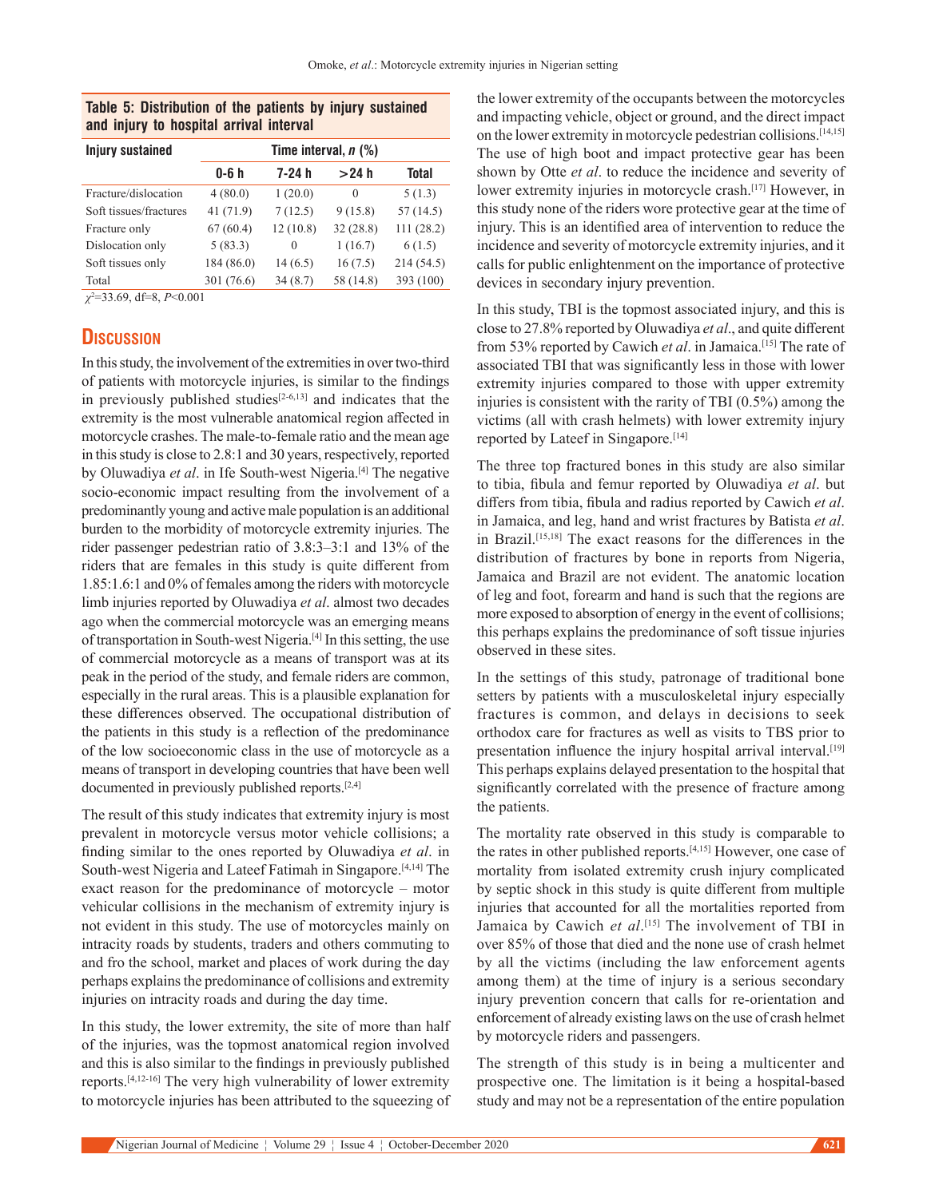**Table 5: Distribution of the patients by injury sustained and injury to hospital arrival interval**

| Injury sustained | Time interval, *n* (%) | | | |
|---|---|---|---|---|
| | 0-6 h | 7-24 h | >24 h | Total |
| Fracture/dislocation | 4 (80.0) | 1 (20.0) | 0 | 5 (1.3) |
| Soft tissues/fractures | 41 (71.9) | 7 (12.5) | 9 (15.8) | 57 (14.5) |
| Fracture only | 67 (60.4) | 12 (10.8) | 32 (28.8) | 111 (28.2) |
| Dislocation only | 5 (83.3) | 0 | 1 (16.7) | 6 (1.5) |
| Soft tissues only | 184 (86.0) | 14 (6.5) | 16 (7.5) | 214 (54.5) |
| Total | 301 (76.6) | 34 (8.7) | 58 (14.8) | 393 (100) |

$\chi^2$=33.69, df=8, $P$<0.001

## Discussion

In this study, the involvement of the extremities in over two-third of patients with motorcycle injuries, is similar to the findings in previously published studies[2-6,13] and indicates that the extremity is the most vulnerable anatomical region affected in motorcycle crashes. The male-to-female ratio and the mean age in this study is close to 2.8:1 and 30 years, respectively, reported by Oluwadiya *et al*. in Ife South-west Nigeria.[4] The negative socio-economic impact resulting from the involvement of a predominantly young and active male population is an additional burden to the morbidity of motorcycle extremity injuries. The rider passenger pedestrian ratio of 3.8:3–3:1 and 13% of the riders that are females in this study is quite different from 1.85:1.6:1 and 0% of females among the riders with motorcycle limb injuries reported by Oluwadiya *et al*. almost two decades ago when the commercial motorcycle was an emerging means of transportation in South-west Nigeria.[4] In this setting, the use of commercial motorcycle as a means of transport was at its peak in the period of the study, and female riders are common, especially in the rural areas. This is a plausible explanation for these differences observed. The occupational distribution of the patients in this study is a reflection of the predominance of the low socioeconomic class in the use of motorcycle as a means of transport in developing countries that have been well documented in previously published reports.[2,4]

The result of this study indicates that extremity injury is most prevalent in motorcycle versus motor vehicle collisions; a finding similar to the ones reported by Oluwadiya *et al*. in South-west Nigeria and Lateef Fatimah in Singapore.[4,14] The exact reason for the predominance of motorcycle – motor vehicular collisions in the mechanism of extremity injury is not evident in this study. The use of motorcycles mainly on intracity roads by students, traders and others commuting to and fro the school, market and places of work during the day perhaps explains the predominance of collisions and extremity injuries on intracity roads and during the day time.

In this study, the lower extremity, the site of more than half of the injuries, was the topmost anatomical region involved and this is also similar to the findings in previously published reports.[4,12-16] The very high vulnerability of lower extremity to motorcycle injuries has been attributed to the squeezing of the lower extremity of the occupants between the motorcycles and impacting vehicle, object or ground, and the direct impact on the lower extremity in motorcycle pedestrian collisions.[14,15] The use of high boot and impact protective gear has been shown by Otte *et al*. to reduce the incidence and severity of lower extremity injuries in motorcycle crash.[17] However, in this study none of the riders wore protective gear at the time of injury. This is an identified area of intervention to reduce the incidence and severity of motorcycle extremity injuries, and it calls for public enlightenment on the importance of protective devices in secondary injury prevention.

In this study, TBI is the topmost associated injury, and this is close to 27.8% reported by Oluwadiya *et al*., and quite different from 53% reported by Cawich *et al*. in Jamaica.[15] The rate of associated TBI that was significantly less in those with lower extremity injuries compared to those with upper extremity injuries is consistent with the rarity of TBI (0.5%) among the victims (all with crash helmets) with lower extremity injury reported by Lateef in Singapore.[14]

The three top fractured bones in this study are also similar to tibia, fibula and femur reported by Oluwadiya *et al*. but differs from tibia, fibula and radius reported by Cawich *et al*. in Jamaica, and leg, hand and wrist fractures by Batista *et al*. in Brazil.[15,18] The exact reasons for the differences in the distribution of fractures by bone in reports from Nigeria, Jamaica and Brazil are not evident. The anatomic location of leg and foot, forearm and hand is such that the regions are more exposed to absorption of energy in the event of collisions; this perhaps explains the predominance of soft tissue injuries observed in these sites.

In the settings of this study, patronage of traditional bone setters by patients with a musculoskeletal injury especially fractures is common, and delays in decisions to seek orthodox care for fractures as well as visits to TBS prior to presentation influence the injury hospital arrival interval.[19] This perhaps explains delayed presentation to the hospital that significantly correlated with the presence of fracture among the patients.

The mortality rate observed in this study is comparable to the rates in other published reports.[4,15] However, one case of mortality from isolated extremity crush injury complicated by septic shock in this study is quite different from multiple injuries that accounted for all the mortalities reported from Jamaica by Cawich *et al*.[15] The involvement of TBI in over 85% of those that died and the none use of crash helmet by all the victims (including the law enforcement agents among them) at the time of injury is a serious secondary injury prevention concern that calls for re-orientation and enforcement of already existing laws on the use of crash helmet by motorcycle riders and passengers.

The strength of this study is in being a multicenter and prospective one. The limitation is it being a hospital-based study and may not be a representation of the entire population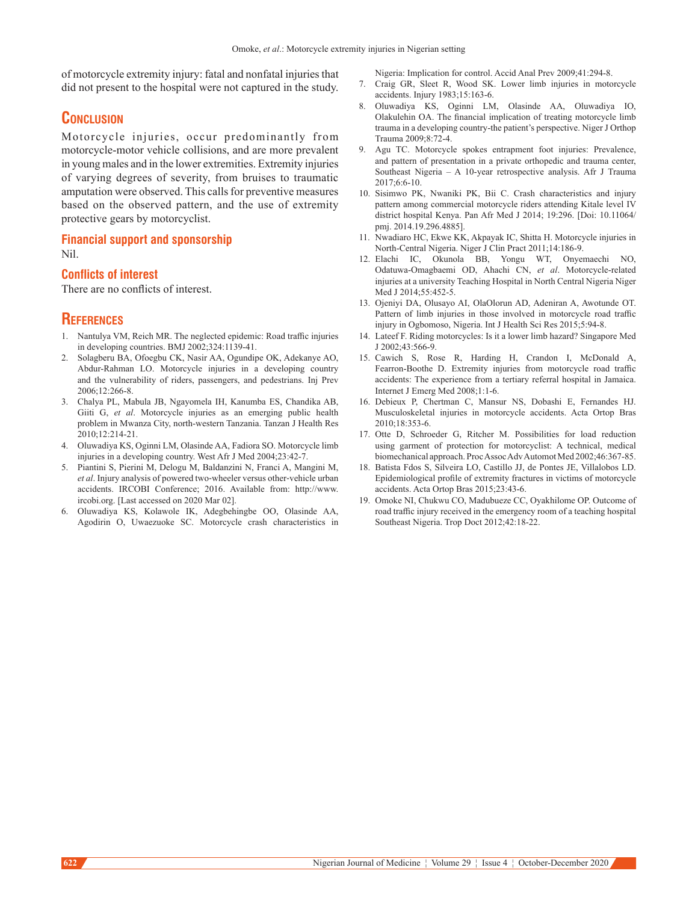of motorcycle extremity injury: fatal and nonfatal injuries that did not present to the hospital were not captured in the study.

## Conclusion

Motorcycle injuries, occur predominantly from motorcycle-motor vehicle collisions, and are more prevalent in young males and in the lower extremities. Extremity injuries of varying degrees of severity, from bruises to traumatic amputation were observed. This calls for preventive measures based on the observed pattern, and the use of extremity protective gears by motorcyclist.

### Financial support and sponsorship

Nil.

### Conflicts of interest

There are no conflicts of interest.

## References

1. Nantulya VM, Reich MR. The neglected epidemic: Road traffic injuries in developing countries. BMJ 2002;324:1139-41.
2. Solagberu BA, Ofoegbu CK, Nasir AA, Ogundipe OK, Adekanye AO, Abdur-Rahman LO. Motorcycle injuries in a developing country and the vulnerability of riders, passengers, and pedestrians. Inj Prev 2006;12:266-8.
3. Chalya PL, Mabula JB, Ngayomela IH, Kanumba ES, Chandika AB, Giiti G, *et al*. Motorcycle injuries as an emerging public health problem in Mwanza City, north-western Tanzania. Tanzan J Health Res 2010;12:214-21.
4. Oluwadiya KS, Oginni LM, Olasinde AA, Fadiora SO. Motorcycle limb injuries in a developing country. West Afr J Med 2004;23:42-7.
5. Piantini S, Pierini M, Delogu M, Baldanzini N, Franci A, Mangini M, *et al*. Injury analysis of powered two-wheeler versus other-vehicle urban accidents. IRCOBI Conference; 2016. Available from: http://www.ircobi.org. [Last accessed on 2020 Mar 02].
6. Oluwadiya KS, Kolawole IK, Adegbehingbe OO, Olasinde AA, Agodirin O, Uwaezuoke SC. Motorcycle crash characteristics in Nigeria: Implication for control. Accid Anal Prev 2009;41:294-8.
7. Craig GR, Sleet R, Wood SK. Lower limb injuries in motorcycle accidents. Injury 1983;15:163-6.
8. Oluwadiya KS, Oginni LM, Olasinde AA, Oluwadiya IO, Olakulehin OA. The financial implication of treating motorcycle limb trauma in a developing country-the patient's perspective. Niger J Orthop Trauma 2009;8:72-4.
9. Agu TC. Motorcycle spokes entrapment foot injuries: Prevalence, and pattern of presentation in a private orthopedic and trauma center, Southeast Nigeria – A 10-year retrospective analysis. Afr J Trauma 2017;6:6-10.
10. Sisimwo PK, Nwaniki PK, Bii C. Crash characteristics and injury pattern among commercial motorcycle riders attending Kitale level IV district hospital Kenya. Pan Afr Med J 2014; 19:296. [Doi: 10.11064/pmj. 2014.19.296.4885].
11. Nwadiaro HC, Ekwe KK, Akpayak IC, Shitta H. Motorcycle injuries in North-Central Nigeria. Niger J Clin Pract 2011;14:186-9.
12. Elachi IC, Okunola BB, Yongu WT, Onyemaechi NO, Odatuwa-Omagbaemi OD, Ahachi CN, *et al*. Motorcycle-related injuries at a university Teaching Hospital in North Central Nigeria Niger Med J 2014;55:452-5.
13. Ojeniyi DA, Olusayo AI, OlaOlorun AD, Adeniran A, Awotunde OT. Pattern of limb injuries in those involved in motorcycle road traffic injury in Ogbomoso, Nigeria. Int J Health Sci Res 2015;5:94-8.
14. Lateef F. Riding motorcycles: Is it a lower limb hazard? Singapore Med J 2002;43:566-9.
15. Cawich S, Rose R, Harding H, Crandon I, McDonald A, Fearron-Boothe D. Extremity injuries from motorcycle road traffic accidents: The experience from a tertiary referral hospital in Jamaica. Internet J Emerg Med 2008;1:1-6.
16. Debieux P, Chertman C, Mansur NS, Dobashi E, Fernandes HJ. Musculoskeletal injuries in motorcycle accidents. Acta Ortop Bras 2010;18:353-6.
17. Otte D, Schroeder G, Ritcher M. Possibilities for load reduction using garment of protection for motorcyclist: A technical, medical biomechanical approach. Proc Assoc Adv Automot Med 2002;46:367-85.
18. Batista Fdos S, Silveira LO, Castillo JJ, de Pontes JE, Villalobos LD. Epidemiological profile of extremity fractures in victims of motorcycle accidents. Acta Ortop Bras 2015;23:43-6.
19. Omoke NI, Chukwu CO, Madubueze CC, Oyakhilome OP. Outcome of road traffic injury received in the emergency room of a teaching hospital Southeast Nigeria. Trop Doct 2012;42:18-22.